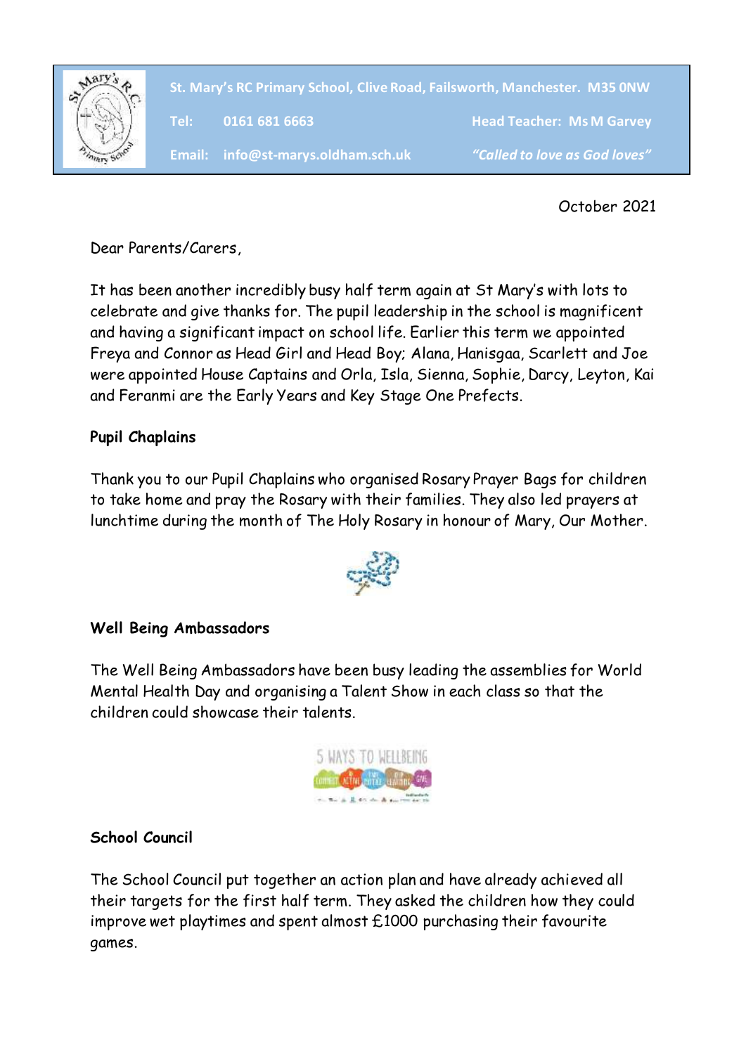St. Mary's RC Primary School, Clive Road, Failsworth, Manchester. M35 0NW

Tel: 0161 681 6663 | Head Teacher: Ms M Garvey

Email: info@st-marys.oldham.sch.uk | *"Called to love as God loves"*

October 2021

Dear Parents/Carers,

It has been another incredibly busy half term again at St Mary's with lots to celebrate and give thanks for. The pupil leadership in the school is magnificent and having a significant impact on school life. Earlier this term we appointed Freya and Connor as Head Girl and Head Boy; Alana, Hanisgaa, Scarlett and Joe were appointed House Captains and Orla, Isla, Sienna, Sophie, Darcy, Leyton, Kai and Feranmi are the Early Years and Key Stage One Prefects.

**Pupil Chaplains**

Thank you to our Pupil Chaplains who organised Rosary Prayer Bags for children to take home and pray the Rosary with their families. They also led prayers at lunchtime during the month of The Holy Rosary in honour of Mary, Our Mother.

**Well Being Ambassadors**

The Well Being Ambassadors have been busy leading the assemblies for World Mental Health Day and organising a Talent Show in each class so that the children could showcase their talents.

**School Council**

The School Council put together an action plan and have already achieved all their targets for the first half term. They asked the children how they could improve wet playtimes and spent almost £1000 purchasing their favourite games.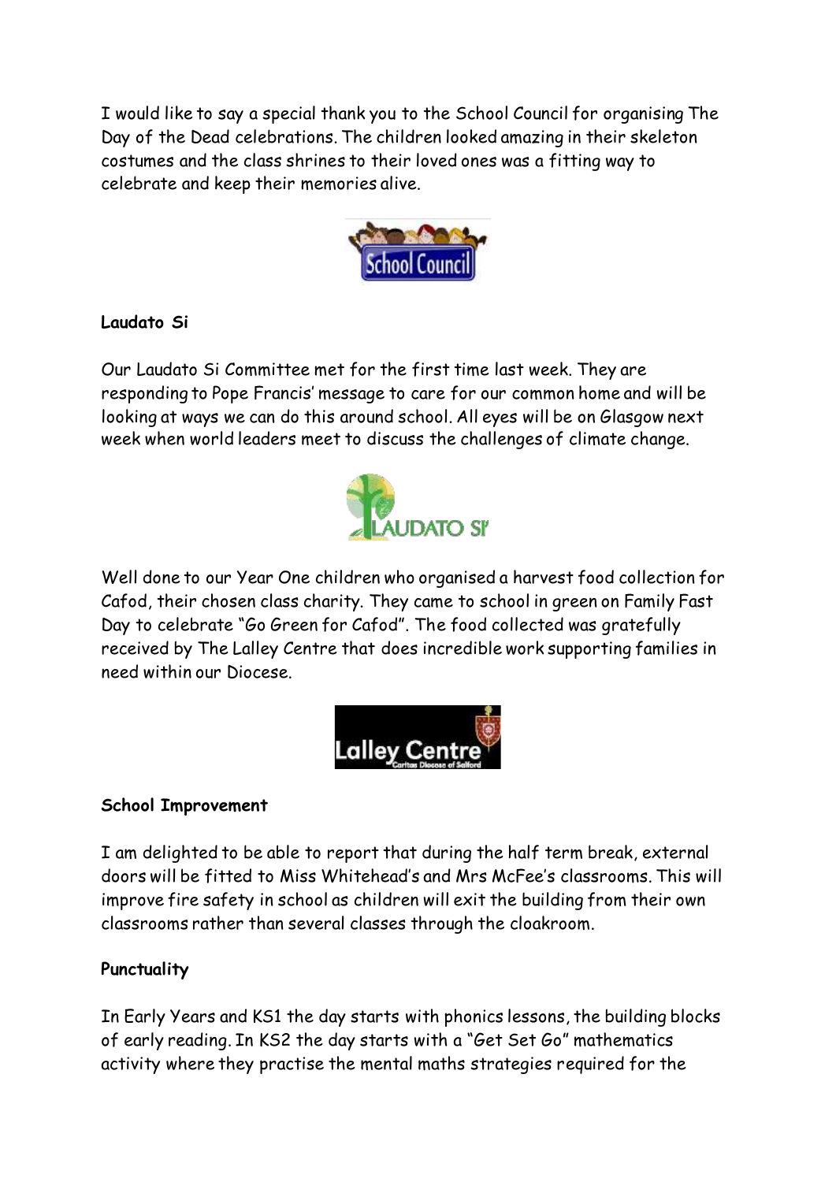I would like to say a special thank you to the School Council for organising The Day of the Dead celebrations. The children looked amazing in their skeleton costumes and the class shrines to their loved ones was a fitting way to celebrate and keep their memories alive.

**Laudato Si**

Our Laudato Si Committee met for the first time last week. They are responding to Pope Francis' message to care for our common home and will be looking at ways we can do this around school. All eyes will be on Glasgow next week when world leaders meet to discuss the challenges of climate change.

Well done to our Year One children who organised a harvest food collection for Cafod, their chosen class charity. They came to school in green on Family Fast Day to celebrate "Go Green for Cafod". The food collected was gratefully received by The Lalley Centre that does incredible work supporting families in need within our Diocese.

**School Improvement**

I am delighted to be able to report that during the half term break, external doors will be fitted to Miss Whitehead's and Mrs McFee's classrooms. This will improve fire safety in school as children will exit the building from their own classrooms rather than several classes through the cloakroom.

**Punctuality**

In Early Years and KS1 the day starts with phonics lessons, the building blocks of early reading. In KS2 the day starts with a "Get Set Go" mathematics activity where they practise the mental maths strategies required for the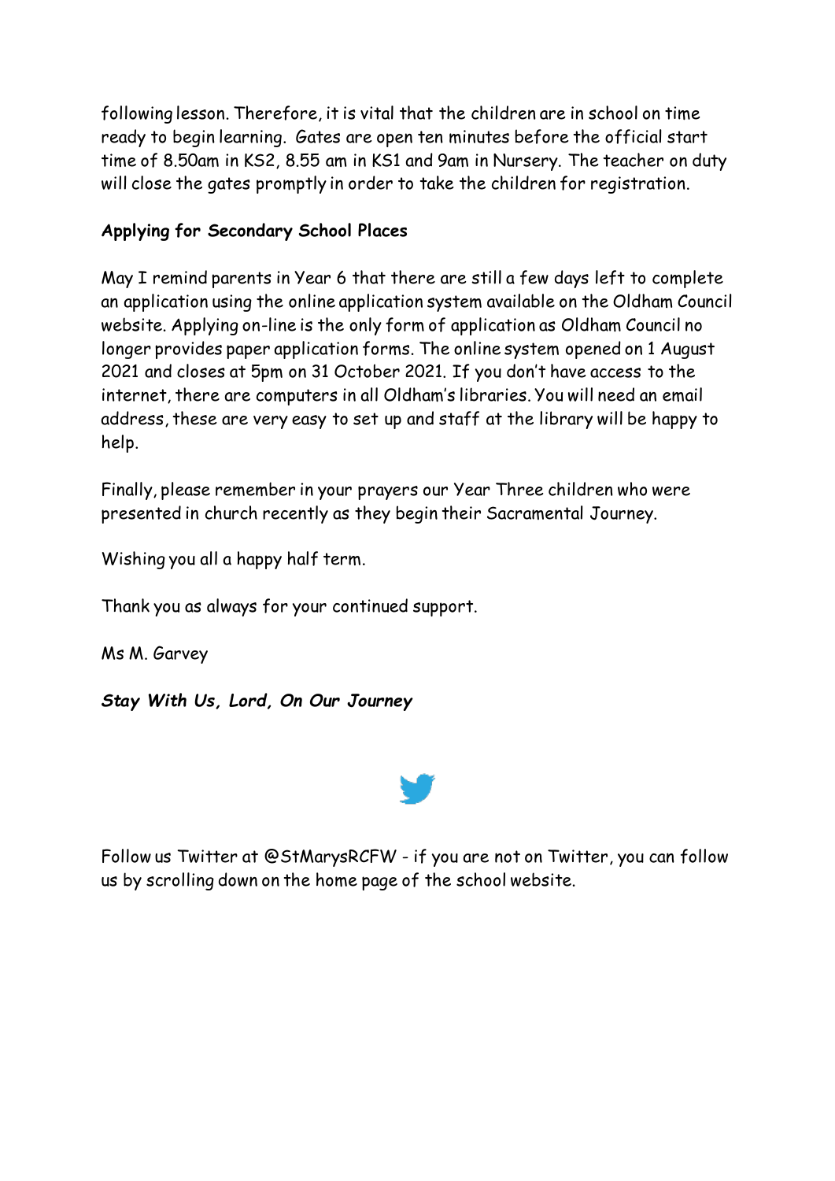following lesson. Therefore, it is vital that the children are in school on time ready to begin learning. Gates are open ten minutes before the official start time of 8.50am in KS2, 8.55 am in KS1 and 9am in Nursery. The teacher on duty will close the gates promptly in order to take the children for registration.

**Applying for Secondary School Places**

May I remind parents in Year 6 that there are still a few days left to complete an application using the online application system available on the Oldham Council website. Applying on-line is the only form of application as Oldham Council no longer provides paper application forms. The online system opened on 1 August 2021 and closes at 5pm on 31 October 2021. If you don't have access to the internet, there are computers in all Oldham's libraries. You will need an email address, these are very easy to set up and staff at the library will be happy to help.

Finally, please remember in your prayers our Year Three children who were presented in church recently as they begin their Sacramental Journey.

Wishing you all a happy half term.

Thank you as always for your continued support.

Ms M. Garvey

***Stay With Us, Lord, On Our Journey***

Follow us Twitter at @StMarysRCFW - if you are not on Twitter, you can follow us by scrolling down on the home page of the school website.